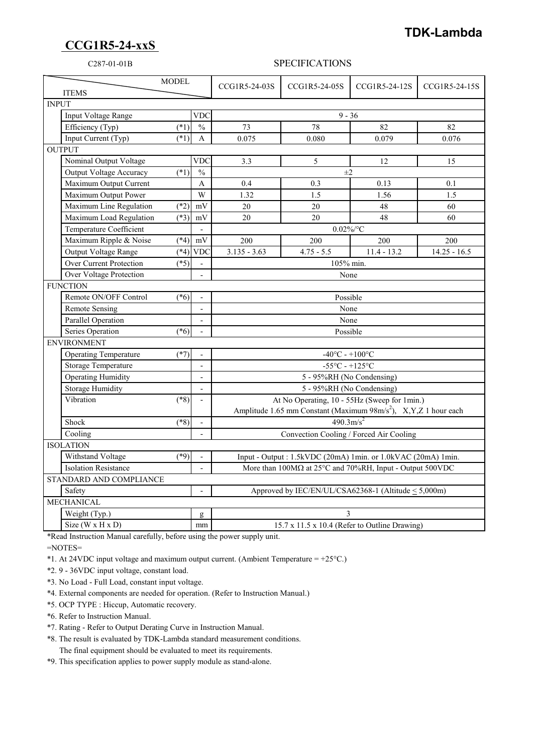# TDK-Lambda

## CCG1R5-24-xxS

C287-01-01B

SPECIFICATIONS

| ITEMS | | MODEL | CCG1R5-24-03S | CCG1R5-24-05S | CCG1R5-24-12S | CCG1R5-24-15S |
|---|---|---|---|---|---|---|
| INPUT | | | | | | |
| Input Voltage Range | | VDC | 9 - 36 | | | |
| Efficiency (Typ) | (*1) | % | 73 | 78 | 82 | 82 |
| Input Current (Typ) | (*1) | A | 0.075 | 0.080 | 0.079 | 0.076 |
| OUTPUT | | | | | | |
| Nominal Output Voltage | | VDC | 3.3 | 5 | 12 | 15 |
| Output Voltage Accuracy | (*1) | % | ±2 | | | |
| Maximum Output Current | | A | 0.4 | 0.3 | 0.13 | 0.1 |
| Maximum Output Power | | W | 1.32 | 1.5 | 1.56 | 1.5 |
| Maximum Line Regulation | (*2) | mV | 20 | 20 | 48 | 60 |
| Maximum Load Regulation | (*3) | mV | 20 | 20 | 48 | 60 |
| Temperature Coefficient | | - | 0.02%/°C | | | |
| Maximum Ripple & Noise | (*4) | mV | 200 | 200 | 200 | 200 |
| Output Voltage Range | (*4) | VDC | 3.135 - 3.63 | 4.75 - 5.5 | 11.4 - 13.2 | 14.25 - 16.5 |
| Over Current Protection | (*5) | - | 105% min. | | | |
| Over Voltage Protection | | - | None | | | |
| FUNCTION | | | | | | |
| Remote ON/OFF Control | (*6) | - | Possible | | | |
| Remote Sensing | | - | None | | | |
| Parallel Operation | | - | None | | | |
| Series Operation | (*6) | - | Possible | | | |
| ENVIRONMENT | | | | | | |
| Operating Temperature | (*7) | - | -40°C - +100°C | | | |
| Storage Temperature | | - | -55°C - +125°C | | | |
| Operating Humidity | | - | 5 - 95%RH (No Condensing) | | | |
| Storage Humidity | | - | 5 - 95%RH (No Condensing) | | | |
| Vibration | (*8) | - | At No Operating, 10 - 55Hz (Sweep for 1min.) Amplitude 1.65 mm Constant (Maximum 98m/s$^2$), X,Y,Z 1 hour each | | | |
| Shock | (*8) | - | 490.3m/s$^2$ | | | |
| Cooling | | - | Convection Cooling / Forced Air Cooling | | | |
| ISOLATION | | | | | | |
| Withstand Voltage | (*9) | - | Input - Output : 1.5kVDC (20mA) 1min. or 1.0kVAC (20mA) 1min. | | | |
| Isolation Resistance | | - | More than 100MΩ at 25°C and 70%RH, Input - Output 500VDC | | | |
| STANDARD AND COMPLIANCE | | | | | | |
| Safety | | - | Approved by IEC/EN/UL/CSA62368-1 (Altitude ≤ 5,000m) | | | |
| MECHANICAL | | | | | | |
| Weight (Typ.) | | g | 3 | | | |
| Size (W x H x D) | | mm | 15.7 x 11.5 x 10.4 (Refer to Outline Drawing) | | | |

*Read Instruction Manual carefully, before using the power supply unit.

=NOTES=

*1. At 24VDC input voltage and maximum output current. (Ambient Temperature = +25°C.)

*2. 9 - 36VDC input voltage, constant load.

*3. No Load - Full Load, constant input voltage.

*4. External components are needed for operation. (Refer to Instruction Manual.)

*5. OCP TYPE : Hiccup, Automatic recovery.

*6. Refer to Instruction Manual.

*7. Rating - Refer to Output Derating Curve in Instruction Manual.

*8. The result is evaluated by TDK-Lambda standard measurement conditions.
The final equipment should be evaluated to meet its requirements.

*9. This specification applies to power supply module as stand-alone.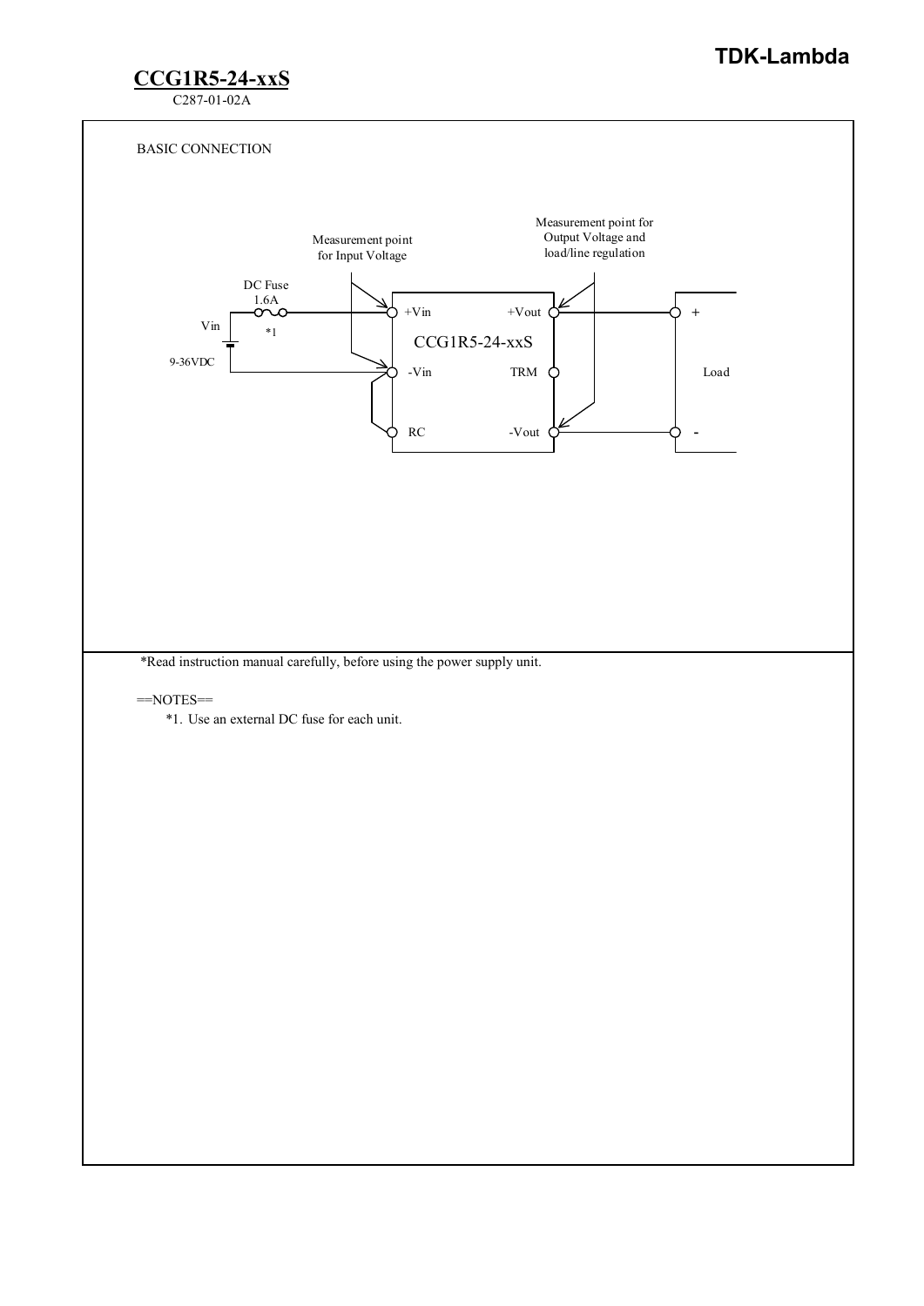# CCG1R5-24-xxS

C287-01-02A

BASIC CONNECTION

Measurement point for Input Voltage

Measurement point for Output Voltage and load/line regulation

DC Fuse 1.6A

*1

Vin

9-36VDC

+Vin

-Vin

RC

+Vout

TRM

-Vout

CCG1R5-24-xxS

+

Load

-

*Read instruction manual carefully, before using the power supply unit.

==NOTES==

*1. Use an external DC fuse for each unit.